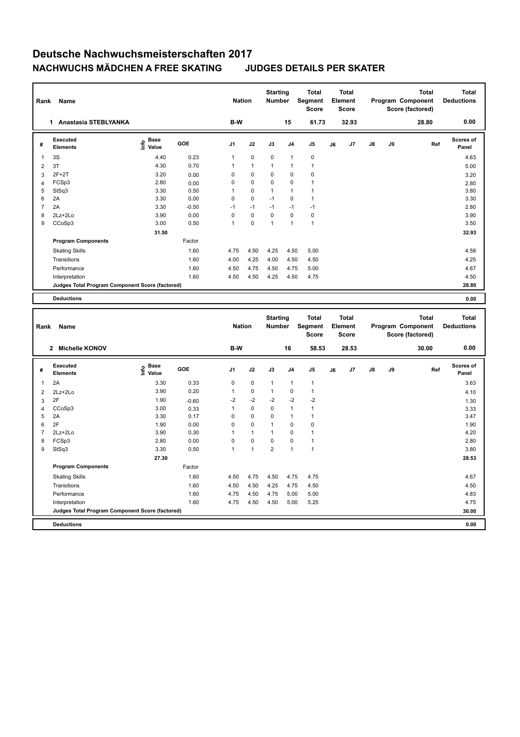# Deutsche Nachwuchsmeisterschaften 2017

## NACHWUCHS MÄDCHEN A FREE SKATING JUDGES DETAILS PER SKATER

| Rank | Name | Nation | Starting Number | Total Segment Score | Total Element Score | Total Program Component Score (factored) | Total Deductions |
|---|---|---|---|---|---|---|---|
| 1 | Anastasia STEBLYANKA | B-W | 15 | 61.73 | 32.93 | 28.80 | 0.00 |

| # | Executed Elements | Info | Base Value | GOE | J1 | J2 | J3 | J4 | J5 | J6 | J7 | J8 | J9 | Ref | Scores of Panel |
|---|---|---|---|---|---|---|---|---|---|---|---|---|---|---|---|
| 1 | 3S | | 4.40 | 0.23 | 1 | 0 | 0 | 1 | 0 | | | | | | 4.63 |
| 2 | 3T | | 4.30 | 0.70 | 1 | 1 | 1 | 1 | 1 | | | | | | 5.00 |
| 3 | 2F+2T | | 3.20 | 0.00 | 0 | 0 | 0 | 0 | 0 | | | | | | 3.20 |
| 4 | FCSp3 | | 2.80 | 0.00 | 0 | 0 | 0 | 0 | 1 | | | | | | 2.80 |
| 5 | StSq3 | | 3.30 | 0.50 | 1 | 0 | 1 | 1 | 1 | | | | | | 3.80 |
| 6 | 2A | | 3.30 | 0.00 | 0 | 0 | -1 | 0 | 1 | | | | | | 3.30 |
| 7 | 2A | | 3.30 | -0.50 | -1 | -1 | -1 | -1 | -1 | | | | | | 2.80 |
| 8 | 2Lz+2Lo | | 3.90 | 0.00 | 0 | 0 | 0 | 0 | 0 | | | | | | 3.90 |
| 9 | CCoSp3 | | 3.00 | 0.50 | 1 | 0 | 1 | 1 | 1 | | | | | | 3.50 |
| | | | 31.50 | | | | | | | | | | | | 32.93 |
| | **Program Components** | | | Factor | | | | | | | | | | | |
| | Skating Skills | | | 1.60 | 4.75 | 4.50 | 4.25 | 4.50 | 5.00 | | | | | | 4.58 |
| | Transitions | | | 1.60 | 4.00 | 4.25 | 4.00 | 4.50 | 4.50 | | | | | | 4.25 |
| | Performance | | | 1.60 | 4.50 | 4.75 | 4.50 | 4.75 | 5.00 | | | | | | 4.67 |
| | Interpretation | | | 1.60 | 4.50 | 4.50 | 4.25 | 4.50 | 4.75 | | | | | | 4.50 |
| | **Judges Total Program Component Score (factored)** | | | | | | | | | | | | | | 28.80 |
| | **Deductions** | | | | | | | | | | | | | | 0.00 |

| Rank | Name | Nation | Starting Number | Total Segment Score | Total Element Score | Total Program Component Score (factored) | Total Deductions |
|---|---|---|---|---|---|---|---|
| 2 | Michelle KONOV | B-W | 16 | 58.53 | 28.53 | 30.00 | 0.00 |

| # | Executed Elements | Info | Base Value | GOE | J1 | J2 | J3 | J4 | J5 | J6 | J7 | J8 | J9 | Ref | Scores of Panel |
|---|---|---|---|---|---|---|---|---|---|---|---|---|---|---|---|
| 1 | 2A | | 3.30 | 0.33 | 0 | 0 | 1 | 1 | 1 | | | | | | 3.63 |
| 2 | 2Lz+2Lo | | 3.90 | 0.20 | 1 | 0 | 1 | 0 | 1 | | | | | | 4.10 |
| 3 | 2F | | 1.90 | -0.60 | -2 | -2 | -2 | -2 | -2 | | | | | | 1.30 |
| 4 | CCoSp3 | | 3.00 | 0.33 | 1 | 0 | 0 | 1 | 1 | | | | | | 3.33 |
| 5 | 2A | | 3.30 | 0.17 | 0 | 0 | 0 | 1 | 1 | | | | | | 3.47 |
| 6 | 2F | | 1.90 | 0.00 | 0 | 0 | 1 | 0 | 0 | | | | | | 1.90 |
| 7 | 2Lz+2Lo | | 3.90 | 0.30 | 1 | 1 | 1 | 0 | 1 | | | | | | 4.20 |
| 8 | FCSp3 | | 2.80 | 0.00 | 0 | 0 | 0 | 0 | 1 | | | | | | 2.80 |
| 9 | StSq3 | | 3.30 | 0.50 | 1 | 1 | 2 | 1 | 1 | | | | | | 3.80 |
| | | | 27.30 | | | | | | | | | | | | 28.53 |
| | **Program Components** | | | Factor | | | | | | | | | | | |
| | Skating Skills | | | 1.60 | 4.50 | 4.75 | 4.50 | 4.75 | 4.75 | | | | | | 4.67 |
| | Transitions | | | 1.60 | 4.50 | 4.50 | 4.25 | 4.75 | 4.50 | | | | | | 4.50 |
| | Performance | | | 1.60 | 4.75 | 4.50 | 4.75 | 5.00 | 5.00 | | | | | | 4.83 |
| | Interpretation | | | 1.60 | 4.75 | 4.50 | 4.50 | 5.00 | 5.25 | | | | | | 4.75 |
| | **Judges Total Program Component Score (factored)** | | | | | | | | | | | | | | 30.00 |
| | **Deductions** | | | | | | | | | | | | | | 0.00 |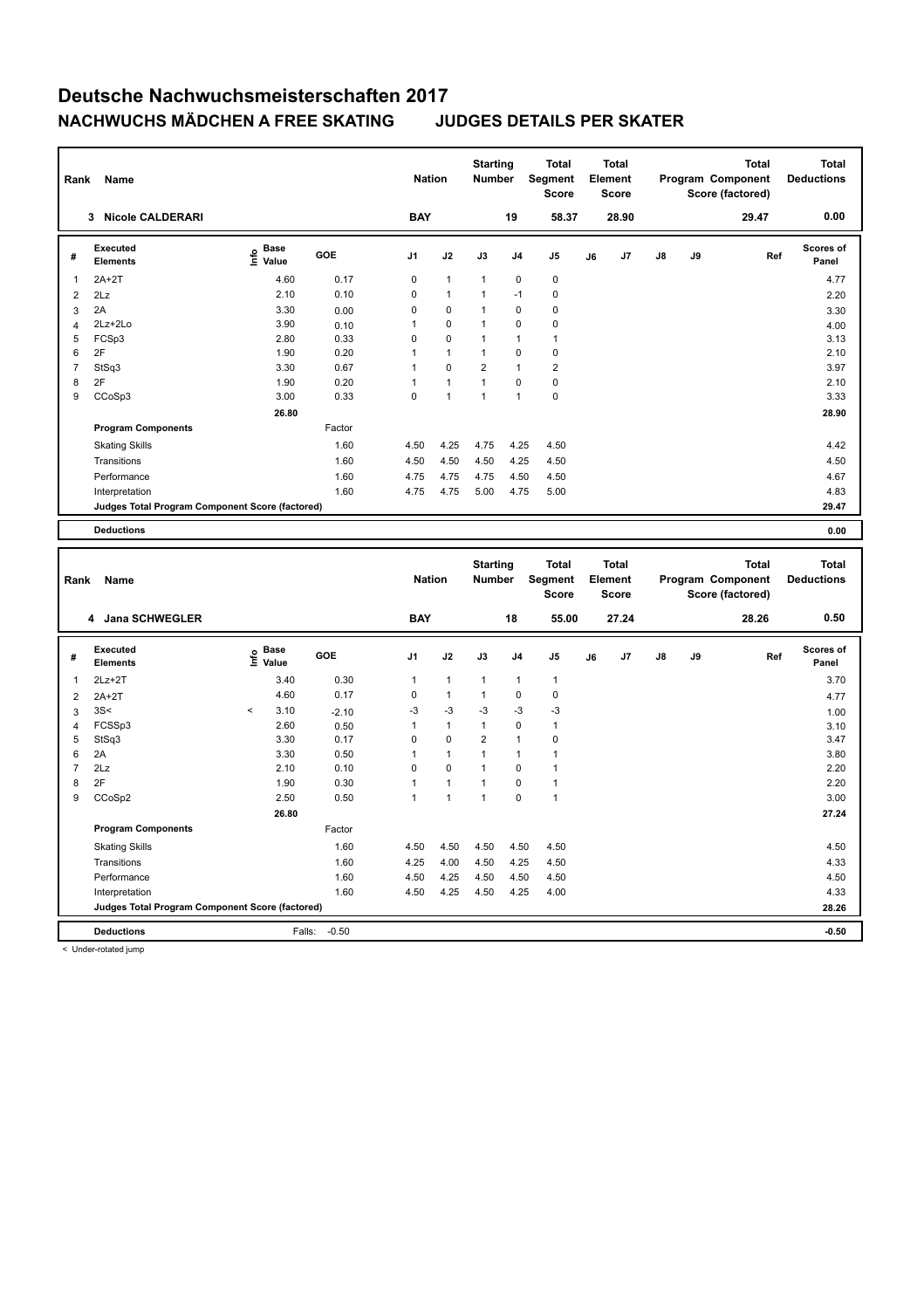# Deutsche Nachwuchsmeisterschaften 2017

## NACHWUCHS MÄDCHEN A FREE SKATING    JUDGES DETAILS PER SKATER

| Rank | Name | Nation | Starting Number | Total Segment Score | Total Element Score | Total Program Component Score (factored) | Total Deductions |
|---|---|---|---|---|---|---|---|
| 3 | Nicole CALDERARI | BAY | 19 | 58.37 | 28.90 | 29.47 | 0.00 |

| # | Executed Elements | Info | Base Value | GOE | J1 | J2 | J3 | J4 | J5 | J6 | J7 | J8 | J9 | Ref | Scores of Panel |
|---|---|---|---|---|---|---|---|---|---|---|---|---|---|---|---|
| 1 | 2A+2T | | 4.60 | 0.17 | 0 | 1 | 1 | 0 | 0 | | | | | | 4.77 |
| 2 | 2Lz | | 2.10 | 0.10 | 0 | 1 | 1 | -1 | 0 | | | | | | 2.20 |
| 3 | 2A | | 3.30 | 0.00 | 0 | 0 | 1 | 0 | 0 | | | | | | 3.30 |
| 4 | 2Lz+2Lo | | 3.90 | 0.10 | 1 | 0 | 1 | 0 | 0 | | | | | | 4.00 |
| 5 | FCSp3 | | 2.80 | 0.33 | 0 | 0 | 1 | 1 | 1 | | | | | | 3.13 |
| 6 | 2F | | 1.90 | 0.20 | 1 | 1 | 1 | 0 | 0 | | | | | | 2.10 |
| 7 | StSq3 | | 3.30 | 0.67 | 1 | 0 | 2 | 1 | 2 | | | | | | 3.97 |
| 8 | 2F | | 1.90 | 0.20 | 1 | 1 | 1 | 0 | 0 | | | | | | 2.10 |
| 9 | CCoSp3 | | 3.00 | 0.33 | 0 | 1 | 1 | 1 | 0 | | | | | | 3.33 |
| | | | 26.80 | | | | | | | | | | | | 28.90 |
| | **Program Components** | | | Factor | | | | | | | | | | | |
| | Skating Skills | | | 1.60 | 4.50 | 4.25 | 4.75 | 4.25 | 4.50 | | | | | | 4.42 |
| | Transitions | | | 1.60 | 4.50 | 4.50 | 4.50 | 4.25 | 4.50 | | | | | | 4.50 |
| | Performance | | | 1.60 | 4.75 | 4.75 | 4.75 | 4.50 | 4.50 | | | | | | 4.67 |
| | Interpretation | | | 1.60 | 4.75 | 4.75 | 5.00 | 4.75 | 5.00 | | | | | | 4.83 |
| | **Judges Total Program Component Score (factored)** | | | | | | | | | | | | | | 29.47 |
| | **Deductions** | | | | | | | | | | | | | | 0.00 |

| Rank | Name | Nation | Starting Number | Total Segment Score | Total Element Score | Total Program Component Score (factored) | Total Deductions |
|---|---|---|---|---|---|---|---|
| 4 | Jana SCHWEGLER | BAY | 18 | 55.00 | 27.24 | 28.26 | 0.50 |

| # | Executed Elements | Info | Base Value | GOE | J1 | J2 | J3 | J4 | J5 | J6 | J7 | J8 | J9 | Ref | Scores of Panel |
|---|---|---|---|---|---|---|---|---|---|---|---|---|---|---|---|
| 1 | 2Lz+2T | | 3.40 | 0.30 | 1 | 1 | 1 | 1 | 1 | | | | | | 3.70 |
| 2 | 2A+2T | | 4.60 | 0.17 | 0 | 1 | 1 | 0 | 0 | | | | | | 4.77 |
| 3 | 3S< | < | 3.10 | -2.10 | -3 | -3 | -3 | -3 | -3 | | | | | | 1.00 |
| 4 | FCSSp3 | | 2.60 | 0.50 | 1 | 1 | 1 | 0 | 1 | | | | | | 3.10 |
| 5 | StSq3 | | 3.30 | 0.17 | 0 | 0 | 2 | 1 | 0 | | | | | | 3.47 |
| 6 | 2A | | 3.30 | 0.50 | 1 | 1 | 1 | 1 | 1 | | | | | | 3.80 |
| 7 | 2Lz | | 2.10 | 0.10 | 0 | 0 | 1 | 0 | 1 | | | | | | 2.20 |
| 8 | 2F | | 1.90 | 0.30 | 1 | 1 | 1 | 0 | 1 | | | | | | 2.20 |
| 9 | CCoSp2 | | 2.50 | 0.50 | 1 | 1 | 1 | 0 | 1 | | | | | | 3.00 |
| | | | 26.80 | | | | | | | | | | | | 27.24 |
| | **Program Components** | | | Factor | | | | | | | | | | | |
| | Skating Skills | | | 1.60 | 4.50 | 4.50 | 4.50 | 4.50 | 4.50 | | | | | | 4.50 |
| | Transitions | | | 1.60 | 4.25 | 4.00 | 4.50 | 4.25 | 4.50 | | | | | | 4.33 |
| | Performance | | | 1.60 | 4.50 | 4.25 | 4.50 | 4.50 | 4.50 | | | | | | 4.50 |
| | Interpretation | | | 1.60 | 4.50 | 4.25 | 4.50 | 4.25 | 4.00 | | | | | | 4.33 |
| | **Judges Total Program Component Score (factored)** | | | | | | | | | | | | | | 28.26 |
| | **Deductions** | | Falls: | -0.50 | | | | | | | | | | | -0.50 |

< Under-rotated jump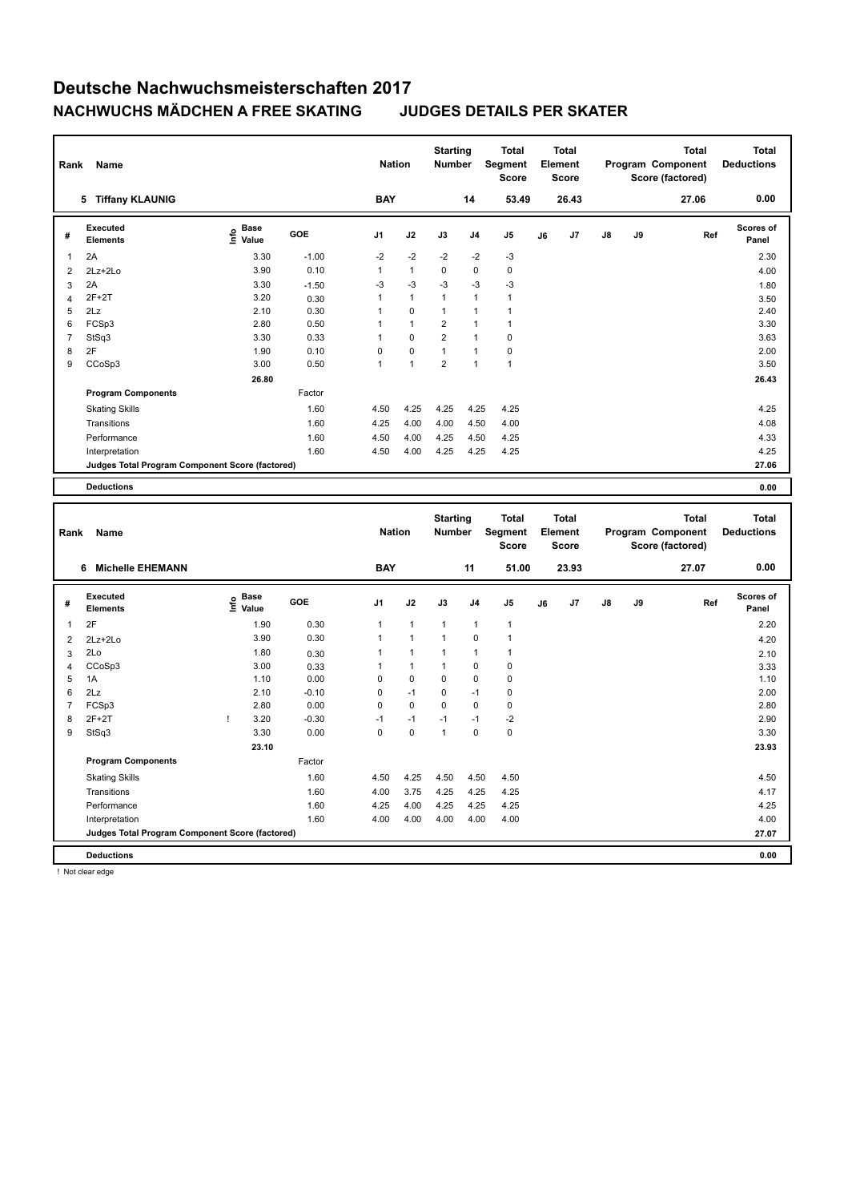# Deutsche Nachwuchsmeisterschaften 2017

## NACHWUCHS MÄDCHEN A FREE SKATING JUDGES DETAILS PER SKATER

| Rank | Name | Nation | Starting Number | Total Segment Score | Total Element Score | Total Program Component Score (factored) | Total Deductions |
|---|---|---|---|---|---|---|---|
| 5 | Tiffany KLAUNIG | BAY | 14 | 53.49 | 26.43 | 27.06 | 0.00 |

| # | Executed Elements | Info | Base Value | GOE | J1 | J2 | J3 | J4 | J5 | J6 | J7 | J8 | J9 | Ref | Scores of Panel |
|---|---|---|---|---|---|---|---|---|---|---|---|---|---|---|---|
| 1 | 2A | | 3.30 | -1.00 | -2 | -2 | -2 | -2 | -3 | | | | | | 2.30 |
| 2 | 2Lz+2Lo | | 3.90 | 0.10 | 1 | 1 | 0 | 0 | 0 | | | | | | 4.00 |
| 3 | 2A | | 3.30 | -1.50 | -3 | -3 | -3 | -3 | -3 | | | | | | 1.80 |
| 4 | 2F+2T | | 3.20 | 0.30 | 1 | 1 | 1 | 1 | 1 | | | | | | 3.50 |
| 5 | 2Lz | | 2.10 | 0.30 | 1 | 0 | 1 | 1 | 1 | | | | | | 2.40 |
| 6 | FCSp3 | | 2.80 | 0.50 | 1 | 1 | 2 | 1 | 1 | | | | | | 3.30 |
| 7 | StSq3 | | 3.30 | 0.33 | 1 | 0 | 2 | 1 | 0 | | | | | | 3.63 |
| 8 | 2F | | 1.90 | 0.10 | 0 | 0 | 1 | 1 | 0 | | | | | | 2.00 |
| 9 | CCoSp3 | | 3.00 | 0.50 | 1 | 1 | 2 | 1 | 1 | | | | | | 3.50 |
| | | | 26.80 | | | | | | | | | | | | 26.43 |
| | **Program Components** | | | Factor | | | | | | | | | | | |
| | Skating Skills | | | 1.60 | 4.50 | 4.25 | 4.25 | 4.25 | 4.25 | | | | | | 4.25 |
| | Transitions | | | 1.60 | 4.25 | 4.00 | 4.00 | 4.50 | 4.00 | | | | | | 4.08 |
| | Performance | | | 1.60 | 4.50 | 4.00 | 4.25 | 4.50 | 4.25 | | | | | | 4.33 |
| | Interpretation | | | 1.60 | 4.50 | 4.00 | 4.25 | 4.25 | 4.25 | | | | | | 4.25 |
| | **Judges Total Program Component Score (factored)** | | | | | | | | | | | | | | 27.06 |
| | **Deductions** | | | | | | | | | | | | | | 0.00 |

| Rank | Name | Nation | Starting Number | Total Segment Score | Total Element Score | Total Program Component Score (factored) | Total Deductions |
|---|---|---|---|---|---|---|---|
| 6 | Michelle EHEMANN | BAY | 11 | 51.00 | 23.93 | 27.07 | 0.00 |

| # | Executed Elements | Info | Base Value | GOE | J1 | J2 | J3 | J4 | J5 | J6 | J7 | J8 | J9 | Ref | Scores of Panel |
|---|---|---|---|---|---|---|---|---|---|---|---|---|---|---|---|
| 1 | 2F | | 1.90 | 0.30 | 1 | 1 | 1 | 1 | 1 | | | | | | 2.20 |
| 2 | 2Lz+2Lo | | 3.90 | 0.30 | 1 | 1 | 1 | 0 | 1 | | | | | | 4.20 |
| 3 | 2Lo | | 1.80 | 0.30 | 1 | 1 | 1 | 1 | 1 | | | | | | 2.10 |
| 4 | CCoSp3 | | 3.00 | 0.33 | 1 | 1 | 1 | 0 | 0 | | | | | | 3.33 |
| 5 | 1A | | 1.10 | 0.00 | 0 | 0 | 0 | 0 | 0 | | | | | | 1.10 |
| 6 | 2Lz | | 2.10 | -0.10 | 0 | -1 | 0 | -1 | 0 | | | | | | 2.00 |
| 7 | FCSp3 | | 2.80 | 0.00 | 0 | 0 | 0 | 0 | 0 | | | | | | 2.80 |
| 8 | 2F+2T | ! | 3.20 | -0.30 | -1 | -1 | -1 | -1 | -2 | | | | | | 2.90 |
| 9 | StSq3 | | 3.30 | 0.00 | 0 | 0 | 1 | 0 | 0 | | | | | | 3.30 |
| | | | 23.10 | | | | | | | | | | | | 23.93 |
| | **Program Components** | | | Factor | | | | | | | | | | | |
| | Skating Skills | | | 1.60 | 4.50 | 4.25 | 4.50 | 4.50 | 4.50 | | | | | | 4.50 |
| | Transitions | | | 1.60 | 4.00 | 3.75 | 4.25 | 4.25 | 4.25 | | | | | | 4.17 |
| | Performance | | | 1.60 | 4.25 | 4.00 | 4.25 | 4.25 | 4.25 | | | | | | 4.25 |
| | Interpretation | | | 1.60 | 4.00 | 4.00 | 4.00 | 4.00 | 4.00 | | | | | | 4.00 |
| | **Judges Total Program Component Score (factored)** | | | | | | | | | | | | | | 27.07 |
| | **Deductions** | | | | | | | | | | | | | | 0.00 |

! Not clear edge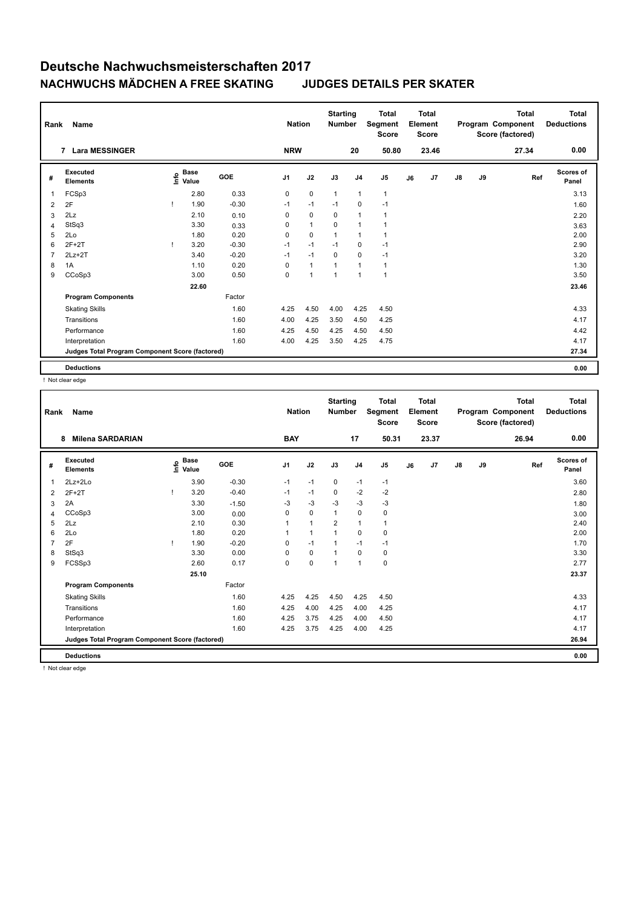# Deutsche Nachwuchsmeisterschaften 2017

## NACHWUCHS MÄDCHEN A FREE SKATING JUDGES DETAILS PER SKATER

| Rank | Name | Nation | Starting Number | Total Segment Score | Total Element Score | Total Program Component Score (factored) | Total Deductions |
|---|---|---|---|---|---|---|---|
| 7 | Lara MESSINGER | NRW | 20 | 50.80 | 23.46 | 27.34 | 0.00 |

| # | Executed Elements | Info | Base Value | GOE | J1 | J2 | J3 | J4 | J5 | J6 | J7 | J8 | J9 | Ref | Scores of Panel |
|---|---|---|---|---|---|---|---|---|---|---|---|---|---|---|---|
| 1 | FCSp3 | | 2.80 | 0.33 | 0 | 0 | 1 | 1 | 1 | | | | | | 3.13 |
| 2 | 2F | ! | 1.90 | -0.30 | -1 | -1 | -1 | 0 | -1 | | | | | | 1.60 |
| 3 | 2Lz | | 2.10 | 0.10 | 0 | 0 | 0 | 1 | 1 | | | | | | 2.20 |
| 4 | StSq3 | | 3.30 | 0.33 | 0 | 1 | 0 | 1 | 1 | | | | | | 3.63 |
| 5 | 2Lo | | 1.80 | 0.20 | 0 | 0 | 1 | 1 | 1 | | | | | | 2.00 |
| 6 | 2F+2T | ! | 3.20 | -0.30 | -1 | -1 | -1 | 0 | -1 | | | | | | 2.90 |
| 7 | 2Lz+2T | | 3.40 | -0.20 | -1 | -1 | 0 | 0 | -1 | | | | | | 3.20 |
| 8 | 1A | | 1.10 | 0.20 | 0 | 1 | 1 | 1 | 1 | | | | | | 1.30 |
| 9 | CCoSp3 | | 3.00 | 0.50 | 0 | 1 | 1 | 1 | 1 | | | | | | 3.50 |
| | | | 22.60 | | | | | | | | | | | | 23.46 |
| | **Program Components** | | | Factor | | | | | | | | | | | |
| | Skating Skills | | | 1.60 | 4.25 | 4.50 | 4.00 | 4.25 | 4.50 | | | | | | 4.33 |
| | Transitions | | | 1.60 | 4.00 | 4.25 | 3.50 | 4.50 | 4.25 | | | | | | 4.17 |
| | Performance | | | 1.60 | 4.25 | 4.50 | 4.25 | 4.50 | 4.50 | | | | | | 4.42 |
| | Interpretation | | | 1.60 | 4.00 | 4.25 | 3.50 | 4.25 | 4.75 | | | | | | 4.17 |
| | **Judges Total Program Component Score (factored)** | | | | | | | | | | | | | | 27.34 |
| | **Deductions** | | | | | | | | | | | | | | 0.00 |

! Not clear edge

| Rank | Name | Nation | Starting Number | Total Segment Score | Total Element Score | Total Program Component Score (factored) | Total Deductions |
|---|---|---|---|---|---|---|---|
| 8 | Milena SARDARIAN | BAY | 17 | 50.31 | 23.37 | 26.94 | 0.00 |

| # | Executed Elements | Info | Base Value | GOE | J1 | J2 | J3 | J4 | J5 | J6 | J7 | J8 | J9 | Ref | Scores of Panel |
|---|---|---|---|---|---|---|---|---|---|---|---|---|---|---|---|
| 1 | 2Lz+2Lo | | 3.90 | -0.30 | -1 | -1 | 0 | -1 | -1 | | | | | | 3.60 |
| 2 | 2F+2T | ! | 3.20 | -0.40 | -1 | -1 | 0 | -2 | -2 | | | | | | 2.80 |
| 3 | 2A | | 3.30 | -1.50 | -3 | -3 | -3 | -3 | -3 | | | | | | 1.80 |
| 4 | CCoSp3 | | 3.00 | 0.00 | 0 | 0 | 1 | 0 | 0 | | | | | | 3.00 |
| 5 | 2Lz | | 2.10 | 0.30 | 1 | 1 | 2 | 1 | 1 | | | | | | 2.40 |
| 6 | 2Lo | | 1.80 | 0.20 | 1 | 1 | 1 | 0 | 0 | | | | | | 2.00 |
| 7 | 2F | ! | 1.90 | -0.20 | 0 | -1 | 1 | -1 | -1 | | | | | | 1.70 |
| 8 | StSq3 | | 3.30 | 0.00 | 0 | 0 | 1 | 0 | 0 | | | | | | 3.30 |
| 9 | FCSSp3 | | 2.60 | 0.17 | 0 | 0 | 1 | 1 | 0 | | | | | | 2.77 |
| | | | 25.10 | | | | | | | | | | | | 23.37 |
| | **Program Components** | | | Factor | | | | | | | | | | | |
| | Skating Skills | | | 1.60 | 4.25 | 4.25 | 4.50 | 4.25 | 4.50 | | | | | | 4.33 |
| | Transitions | | | 1.60 | 4.25 | 4.00 | 4.25 | 4.00 | 4.25 | | | | | | 4.17 |
| | Performance | | | 1.60 | 4.25 | 3.75 | 4.25 | 4.00 | 4.50 | | | | | | 4.17 |
| | Interpretation | | | 1.60 | 4.25 | 3.75 | 4.25 | 4.00 | 4.25 | | | | | | 4.17 |
| | **Judges Total Program Component Score (factored)** | | | | | | | | | | | | | | 26.94 |
| | **Deductions** | | | | | | | | | | | | | | 0.00 |

! Not clear edge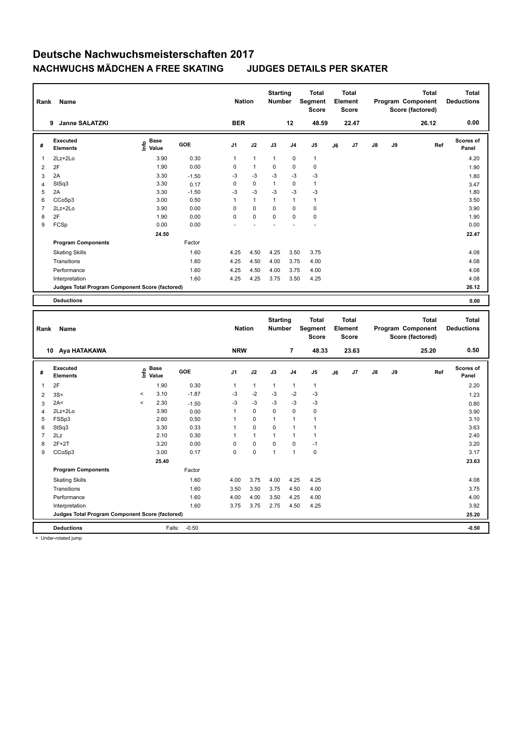# Deutsche Nachwuchsmeisterschaften 2017

## NACHWUCHS MÄDCHEN A FREE SKATING — JUDGES DETAILS PER SKATER

| Rank | Name | Nation | Starting Number | Total Segment Score | Total Element Score | Total Program Component Score (factored) | Total Deductions |
|---|---|---|---|---|---|---|---|
| 9 | Janne SALATZKI | BER | 12 | 48.59 | 22.47 | 26.12 | 0.00 |

| # | Executed Elements | Info | Base Value | GOE | J1 | J2 | J3 | J4 | J5 | J6 | J7 | J8 | J9 | Ref | Scores of Panel |
|---|---|---|---|---|---|---|---|---|---|---|---|---|---|---|---|
| 1 | 2Lz+2Lo | | 3.90 | 0.30 | 1 | 1 | 1 | 0 | 1 | | | | | | 4.20 |
| 2 | 2F | | 1.90 | 0.00 | 0 | 1 | 0 | 0 | 0 | | | | | | 1.90 |
| 3 | 2A | | 3.30 | -1.50 | -3 | -3 | -3 | -3 | -3 | | | | | | 1.80 |
| 4 | StSq3 | | 3.30 | 0.17 | 0 | 0 | 1 | 0 | 1 | | | | | | 3.47 |
| 5 | 2A | | 3.30 | -1.50 | -3 | -3 | -3 | -3 | -3 | | | | | | 1.80 |
| 6 | CCoSp3 | | 3.00 | 0.50 | 1 | 1 | 1 | 1 | 1 | | | | | | 3.50 |
| 7 | 2Lz+2Lo | | 3.90 | 0.00 | 0 | 0 | 0 | 0 | 0 | | | | | | 3.90 |
| 8 | 2F | | 1.90 | 0.00 | 0 | 0 | 0 | 0 | 0 | | | | | | 1.90 |
| 9 | FCSp | | 0.00 | 0.00 | - | - | - | - | - | | | | | | 0.00 |
| | | | 24.50 | | | | | | | | | | | | 22.47 |

| Program Components | Factor | J1 | J2 | J3 | J4 | J5 | J6 | J7 | J8 | J9 | Scores of Panel |
|---|---|---|---|---|---|---|---|---|---|---|---|
| Skating Skills | 1.60 | 4.25 | 4.50 | 4.25 | 3.50 | 3.75 | | | | | 4.08 |
| Transitions | 1.60 | 4.25 | 4.50 | 4.00 | 3.75 | 4.00 | | | | | 4.08 |
| Performance | 1.60 | 4.25 | 4.50 | 4.00 | 3.75 | 4.00 | | | | | 4.08 |
| Interpretation | 1.60 | 4.25 | 4.25 | 3.75 | 3.50 | 4.25 | | | | | 4.08 |
| Judges Total Program Component Score (factored) | | | | | | | | | | | 26.12 |

| Deductions | | 0.00 |
|---|---|---|

| Rank | Name | Nation | Starting Number | Total Segment Score | Total Element Score | Total Program Component Score (factored) | Total Deductions |
|---|---|---|---|---|---|---|---|
| 10 | Aya HATAKAWA | NRW | 7 | 48.33 | 23.63 | 25.20 | 0.50 |

| # | Executed Elements | Info | Base Value | GOE | J1 | J2 | J3 | J4 | J5 | J6 | J7 | J8 | J9 | Ref | Scores of Panel |
|---|---|---|---|---|---|---|---|---|---|---|---|---|---|---|---|
| 1 | 2F | | 1.90 | 0.30 | 1 | 1 | 1 | 1 | 1 | | | | | | 2.20 |
| 2 | 3S< | < | 3.10 | -1.87 | -3 | -2 | -3 | -2 | -3 | | | | | | 1.23 |
| 3 | 2A< | < | 2.30 | -1.50 | -3 | -3 | -3 | -3 | -3 | | | | | | 0.80 |
| 4 | 2Lz+2Lo | | 3.90 | 0.00 | 1 | 0 | 0 | 0 | 0 | | | | | | 3.90 |
| 5 | FSSp3 | | 2.60 | 0.50 | 1 | 0 | 1 | 1 | 1 | | | | | | 3.10 |
| 6 | StSq3 | | 3.30 | 0.33 | 1 | 0 | 0 | 1 | 1 | | | | | | 3.63 |
| 7 | 2Lz | | 2.10 | 0.30 | 1 | 1 | 1 | 1 | 1 | | | | | | 2.40 |
| 8 | 2F+2T | | 3.20 | 0.00 | 0 | 0 | 0 | 0 | -1 | | | | | | 3.20 |
| 9 | CCoSp3 | | 3.00 | 0.17 | 0 | 0 | 1 | 1 | 0 | | | | | | 3.17 |
| | | | 25.40 | | | | | | | | | | | | 23.63 |

| Program Components | Factor | J1 | J2 | J3 | J4 | J5 | J6 | J7 | J8 | J9 | Scores of Panel |
|---|---|---|---|---|---|---|---|---|---|---|---|
| Skating Skills | 1.60 | 4.00 | 3.75 | 4.00 | 4.25 | 4.25 | | | | | 4.08 |
| Transitions | 1.60 | 3.50 | 3.50 | 3.75 | 4.50 | 4.00 | | | | | 3.75 |
| Performance | 1.60 | 4.00 | 4.00 | 3.50 | 4.25 | 4.00 | | | | | 4.00 |
| Interpretation | 1.60 | 3.75 | 3.75 | 2.75 | 4.50 | 4.25 | | | | | 3.92 |
| Judges Total Program Component Score (factored) | | | | | | | | | | | 25.20 |

| Deductions | Falls: -0.50 | -0.50 |
|---|---|---|

< Under-rotated jump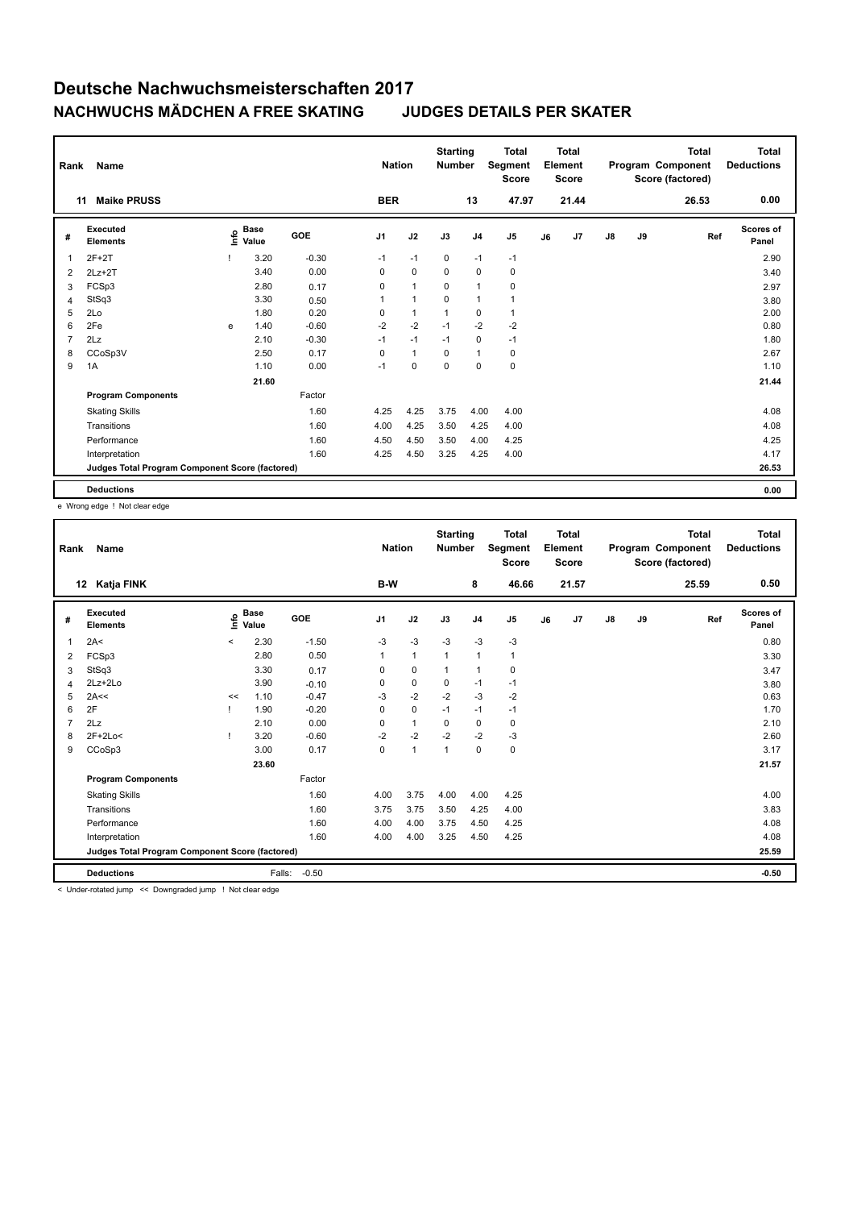# Deutsche Nachwuchsmeisterschaften 2017

## NACHWUCHS MÄDCHEN A FREE SKATING — JUDGES DETAILS PER SKATER

| Rank | Name | Nation | Starting Number | Total Segment Score | Total Element Score | Total Program Component Score (factored) | Total Deductions |
|---|---|---|---|---|---|---|---|
| 11 | Maike PRUSS | BER | 13 | 47.97 | 21.44 | 26.53 | 0.00 |

| # | Executed Elements | Info | Base Value | GOE | J1 | J2 | J3 | J4 | J5 | J6 | J7 | J8 | J9 | Ref | Scores of Panel |
|---|---|---|---|---|---|---|---|---|---|---|---|---|---|---|---|
| 1 | 2F+2T | ! | 3.20 | -0.30 | -1 | -1 | 0 | -1 | -1 | | | | | | 2.90 |
| 2 | 2Lz+2T | | 3.40 | 0.00 | 0 | 0 | 0 | 0 | 0 | | | | | | 3.40 |
| 3 | FCSp3 | | 2.80 | 0.17 | 0 | 1 | 0 | 1 | 0 | | | | | | 2.97 |
| 4 | StSq3 | | 3.30 | 0.50 | 1 | 1 | 0 | 1 | 1 | | | | | | 3.80 |
| 5 | 2Lo | | 1.80 | 0.20 | 0 | 1 | 1 | 0 | 1 | | | | | | 2.00 |
| 6 | 2Fe | e | 1.40 | -0.60 | -2 | -2 | -1 | -2 | -2 | | | | | | 0.80 |
| 7 | 2Lz | | 2.10 | -0.30 | -1 | -1 | -1 | 0 | -1 | | | | | | 1.80 |
| 8 | CCoSp3V | | 2.50 | 0.17 | 0 | 1 | 0 | 1 | 0 | | | | | | 2.67 |
| 9 | 1A | | 1.10 | 0.00 | -1 | 0 | 0 | 0 | 0 | | | | | | 1.10 |
| | | | 21.60 | | | | | | | | | | | | 21.44 |
| | **Program Components** | | | Factor | | | | | | | | | | | |
| | Skating Skills | | | 1.60 | 4.25 | 4.25 | 3.75 | 4.00 | 4.00 | | | | | | 4.08 |
| | Transitions | | | 1.60 | 4.00 | 4.25 | 3.50 | 4.25 | 4.00 | | | | | | 4.08 |
| | Performance | | | 1.60 | 4.50 | 4.50 | 3.50 | 4.00 | 4.25 | | | | | | 4.25 |
| | Interpretation | | | 1.60 | 4.25 | 4.50 | 3.25 | 4.25 | 4.00 | | | | | | 4.17 |
| | **Judges Total Program Component Score (factored)** | | | | | | | | | | | | | | 26.53 |
| | **Deductions** | | | | | | | | | | | | | | 0.00 |

e Wrong edge ! Not clear edge

| Rank | Name | Nation | Starting Number | Total Segment Score | Total Element Score | Total Program Component Score (factored) | Total Deductions |
|---|---|---|---|---|---|---|---|
| 12 | Katja FINK | B-W | 8 | 46.66 | 21.57 | 25.59 | 0.50 |

| # | Executed Elements | Info | Base Value | GOE | J1 | J2 | J3 | J4 | J5 | J6 | J7 | J8 | J9 | Ref | Scores of Panel |
|---|---|---|---|---|---|---|---|---|---|---|---|---|---|---|---|
| 1 | 2A< | < | 2.30 | -1.50 | -3 | -3 | -3 | -3 | -3 | | | | | | 0.80 |
| 2 | FCSp3 | | 2.80 | 0.50 | 1 | 1 | 1 | 1 | 1 | | | | | | 3.30 |
| 3 | StSq3 | | 3.30 | 0.17 | 0 | 0 | 1 | 1 | 0 | | | | | | 3.47 |
| 4 | 2Lz+2Lo | | 3.90 | -0.10 | 0 | 0 | 0 | -1 | -1 | | | | | | 3.80 |
| 5 | 2A<< | << | 1.10 | -0.47 | -3 | -2 | -2 | -3 | -2 | | | | | | 0.63 |
| 6 | 2F | ! | 1.90 | -0.20 | 0 | 0 | -1 | -1 | -1 | | | | | | 1.70 |
| 7 | 2Lz | | 2.10 | 0.00 | 0 | 1 | 0 | 0 | 0 | | | | | | 2.10 |
| 8 | 2F+2Lo< | ! | 3.20 | -0.60 | -2 | -2 | -2 | -2 | -3 | | | | | | 2.60 |
| 9 | CCoSp3 | | 3.00 | 0.17 | 0 | 1 | 1 | 0 | 0 | | | | | | 3.17 |
| | | | 23.60 | | | | | | | | | | | | 21.57 |
| | **Program Components** | | | Factor | | | | | | | | | | | |
| | Skating Skills | | | 1.60 | 4.00 | 3.75 | 4.00 | 4.00 | 4.25 | | | | | | 4.00 |
| | Transitions | | | 1.60 | 3.75 | 3.75 | 3.50 | 4.25 | 4.00 | | | | | | 3.83 |
| | Performance | | | 1.60 | 4.00 | 4.00 | 3.75 | 4.50 | 4.25 | | | | | | 4.08 |
| | Interpretation | | | 1.60 | 4.00 | 4.00 | 3.25 | 4.50 | 4.25 | | | | | | 4.08 |
| | **Judges Total Program Component Score (factored)** | | | | | | | | | | | | | | 25.59 |
| | **Deductions** | | Falls: | -0.50 | | | | | | | | | | | -0.50 |

< Under-rotated jump << Downgraded jump ! Not clear edge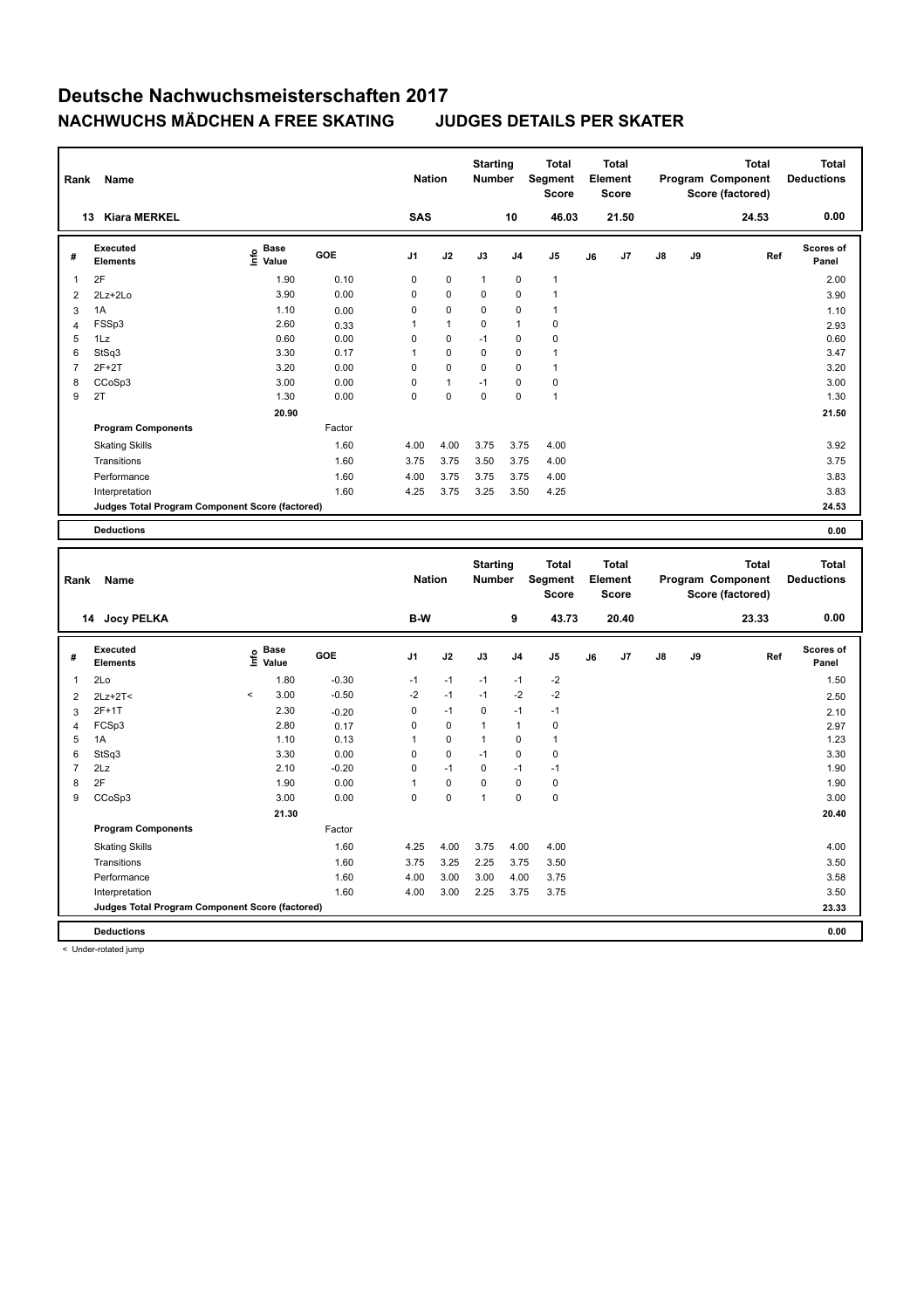# Deutsche Nachwuchsmeisterschaften 2017

## NACHWUCHS MÄDCHEN A FREE SKATING JUDGES DETAILS PER SKATER

| Rank | Name | Nation | Starting Number | Total Segment Score | Total Element Score | Total Program Component Score (factored) | Total Deductions |
|---|---|---|---|---|---|---|---|
| 13 | Kiara MERKEL | SAS | 10 | 46.03 | 21.50 | 24.53 | 0.00 |

| # | Executed Elements | Info | Base Value | GOE | J1 | J2 | J3 | J4 | J5 | J6 | J7 | J8 | J9 | Ref | Scores of Panel |
|---|---|---|---|---|---|---|---|---|---|---|---|---|---|---|---|
| 1 | 2F | | 1.90 | 0.10 | 0 | 0 | 1 | 0 | 1 | | | | | | 2.00 |
| 2 | 2Lz+2Lo | | 3.90 | 0.00 | 0 | 0 | 0 | 0 | 1 | | | | | | 3.90 |
| 3 | 1A | | 1.10 | 0.00 | 0 | 0 | 0 | 0 | 1 | | | | | | 1.10 |
| 4 | FSSp3 | | 2.60 | 0.33 | 1 | 1 | 0 | 1 | 0 | | | | | | 2.93 |
| 5 | 1Lz | | 0.60 | 0.00 | 0 | 0 | -1 | 0 | 0 | | | | | | 0.60 |
| 6 | StSq3 | | 3.30 | 0.17 | 1 | 0 | 0 | 0 | 1 | | | | | | 3.47 |
| 7 | 2F+2T | | 3.20 | 0.00 | 0 | 0 | 0 | 0 | 1 | | | | | | 3.20 |
| 8 | CCoSp3 | | 3.00 | 0.00 | 0 | 1 | -1 | 0 | 0 | | | | | | 3.00 |
| 9 | 2T | | 1.30 | 0.00 | 0 | 0 | 0 | 0 | 1 | | | | | | 1.30 |
| | | | 20.90 | | | | | | | | | | | | 21.50 |
| | **Program Components** | | | Factor | | | | | | | | | | | |
| | Skating Skills | | | 1.60 | 4.00 | 4.00 | 3.75 | 3.75 | 4.00 | | | | | | 3.92 |
| | Transitions | | | 1.60 | 3.75 | 3.75 | 3.50 | 3.75 | 4.00 | | | | | | 3.75 |
| | Performance | | | 1.60 | 4.00 | 3.75 | 3.75 | 3.75 | 4.00 | | | | | | 3.83 |
| | Interpretation | | | 1.60 | 4.25 | 3.75 | 3.25 | 3.50 | 4.25 | | | | | | 3.83 |
| | **Judges Total Program Component Score (factored)** | | | | | | | | | | | | | | 24.53 |
| | **Deductions** | | | | | | | | | | | | | | 0.00 |

| Rank | Name | Nation | Starting Number | Total Segment Score | Total Element Score | Total Program Component Score (factored) | Total Deductions |
|---|---|---|---|---|---|---|---|
| 14 | Jocy PELKA | B-W | 9 | 43.73 | 20.40 | 23.33 | 0.00 |

| # | Executed Elements | Info | Base Value | GOE | J1 | J2 | J3 | J4 | J5 | J6 | J7 | J8 | J9 | Ref | Scores of Panel |
|---|---|---|---|---|---|---|---|---|---|---|---|---|---|---|---|
| 1 | 2Lo | | 1.80 | -0.30 | -1 | -1 | -1 | -1 | -2 | | | | | | 1.50 |
| 2 | 2Lz+2T< | < | 3.00 | -0.50 | -2 | -1 | -1 | -2 | -2 | | | | | | 2.50 |
| 3 | 2F+1T | | 2.30 | -0.20 | 0 | -1 | 0 | -1 | -1 | | | | | | 2.10 |
| 4 | FCSp3 | | 2.80 | 0.17 | 0 | 0 | 1 | 1 | 0 | | | | | | 2.97 |
| 5 | 1A | | 1.10 | 0.13 | 1 | 0 | 1 | 0 | 1 | | | | | | 1.23 |
| 6 | StSq3 | | 3.30 | 0.00 | 0 | 0 | -1 | 0 | 0 | | | | | | 3.30 |
| 7 | 2Lz | | 2.10 | -0.20 | 0 | -1 | 0 | -1 | -1 | | | | | | 1.90 |
| 8 | 2F | | 1.90 | 0.00 | 1 | 0 | 0 | 0 | 0 | | | | | | 1.90 |
| 9 | CCoSp3 | | 3.00 | 0.00 | 0 | 0 | 1 | 0 | 0 | | | | | | 3.00 |
| | | | 21.30 | | | | | | | | | | | | 20.40 |
| | **Program Components** | | | Factor | | | | | | | | | | | |
| | Skating Skills | | | 1.60 | 4.25 | 4.00 | 3.75 | 4.00 | 4.00 | | | | | | 4.00 |
| | Transitions | | | 1.60 | 3.75 | 3.25 | 2.25 | 3.75 | 3.50 | | | | | | 3.50 |
| | Performance | | | 1.60 | 4.00 | 3.00 | 3.00 | 4.00 | 3.75 | | | | | | 3.58 |
| | Interpretation | | | 1.60 | 4.00 | 3.00 | 2.25 | 3.75 | 3.75 | | | | | | 3.50 |
| | **Judges Total Program Component Score (factored)** | | | | | | | | | | | | | | 23.33 |
| | **Deductions** | | | | | | | | | | | | | | 0.00 |

< Under-rotated jump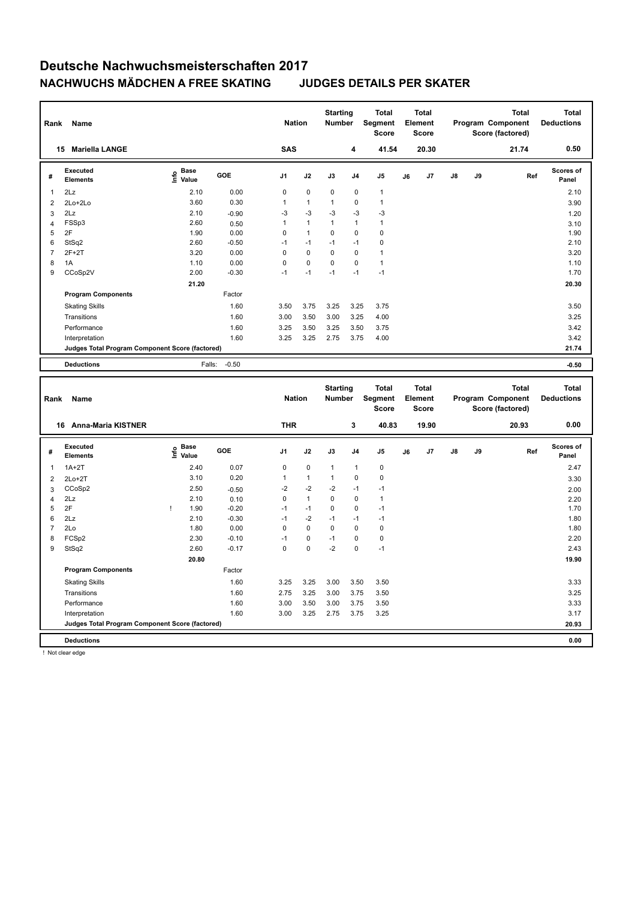# Deutsche Nachwuchsmeisterschaften 2017

## NACHWUCHS MÄDCHEN A FREE SKATING JUDGES DETAILS PER SKATER

| Rank | Name | Nation | Starting Number | Total Segment Score | Total Element Score | Total Program Component Score (factored) | Total Deductions |
|---|---|---|---|---|---|---|---|
| 15 | Mariella LANGE | SAS | 4 | 41.54 | 20.30 | 21.74 | 0.50 |

| # | Executed Elements | Info | Base Value | GOE | J1 | J2 | J3 | J4 | J5 | J6 | J7 | J8 | J9 | Ref | Scores of Panel |
|---|---|---|---|---|---|---|---|---|---|---|---|---|---|---|---|
| 1 | 2Lz | | 2.10 | 0.00 | 0 | 0 | 0 | 0 | 1 | | | | | | 2.10 |
| 2 | 2Lo+2Lo | | 3.60 | 0.30 | 1 | 1 | 1 | 0 | 1 | | | | | | 3.90 |
| 3 | 2Lz | | 2.10 | -0.90 | -3 | -3 | -3 | -3 | -3 | | | | | | 1.20 |
| 4 | FSSp3 | | 2.60 | 0.50 | 1 | 1 | 1 | 1 | 1 | | | | | | 3.10 |
| 5 | 2F | | 1.90 | 0.00 | 0 | 1 | 0 | 0 | 0 | | | | | | 1.90 |
| 6 | StSq2 | | 2.60 | -0.50 | -1 | -1 | -1 | -1 | 0 | | | | | | 2.10 |
| 7 | 2F+2T | | 3.20 | 0.00 | 0 | 0 | 0 | 0 | 1 | | | | | | 3.20 |
| 8 | 1A | | 1.10 | 0.00 | 0 | 0 | 0 | 0 | 1 | | | | | | 1.10 |
| 9 | CCoSp2V | | 2.00 | -0.30 | -1 | -1 | -1 | -1 | -1 | | | | | | 1.70 |
| | | | 21.20 | | | | | | | | | | | | 20.30 |
| | **Program Components** | | | Factor | | | | | | | | | | | |
| | Skating Skills | | | 1.60 | 3.50 | 3.75 | 3.25 | 3.25 | 3.75 | | | | | | 3.50 |
| | Transitions | | | 1.60 | 3.00 | 3.50 | 3.00 | 3.25 | 4.00 | | | | | | 3.25 |
| | Performance | | | 1.60 | 3.25 | 3.50 | 3.25 | 3.50 | 3.75 | | | | | | 3.42 |
| | Interpretation | | | 1.60 | 3.25 | 3.25 | 2.75 | 3.75 | 4.00 | | | | | | 3.42 |
| | **Judges Total Program Component Score (factored)** | | | | | | | | | | | | | | 21.74 |
| | **Deductions** | | Falls: | -0.50 | | | | | | | | | | | -0.50 |

| Rank | Name | Nation | Starting Number | Total Segment Score | Total Element Score | Total Program Component Score (factored) | Total Deductions |
|---|---|---|---|---|---|---|---|
| 16 | Anna-Maria KISTNER | THR | 3 | 40.83 | 19.90 | 20.93 | 0.00 |

| # | Executed Elements | Info | Base Value | GOE | J1 | J2 | J3 | J4 | J5 | J6 | J7 | J8 | J9 | Ref | Scores of Panel |
|---|---|---|---|---|---|---|---|---|---|---|---|---|---|---|---|
| 1 | 1A+2T | | 2.40 | 0.07 | 0 | 0 | 1 | 1 | 0 | | | | | | 2.47 |
| 2 | 2Lo+2T | | 3.10 | 0.20 | 1 | 1 | 1 | 0 | 0 | | | | | | 3.30 |
| 3 | CCoSp2 | | 2.50 | -0.50 | -2 | -2 | -2 | -1 | -1 | | | | | | 2.00 |
| 4 | 2Lz | | 2.10 | 0.10 | 0 | 1 | 0 | 0 | 1 | | | | | | 2.20 |
| 5 | 2F | ! | 1.90 | -0.20 | -1 | -1 | 0 | 0 | -1 | | | | | | 1.70 |
| 6 | 2Lz | | 2.10 | -0.30 | -1 | -2 | -1 | -1 | -1 | | | | | | 1.80 |
| 7 | 2Lo | | 1.80 | 0.00 | 0 | 0 | 0 | 0 | 0 | | | | | | 1.80 |
| 8 | FCSp2 | | 2.30 | -0.10 | -1 | 0 | -1 | 0 | 0 | | | | | | 2.20 |
| 9 | StSq2 | | 2.60 | -0.17 | 0 | 0 | -2 | 0 | -1 | | | | | | 2.43 |
| | | | 20.80 | | | | | | | | | | | | 19.90 |
| | **Program Components** | | | Factor | | | | | | | | | | | |
| | Skating Skills | | | 1.60 | 3.25 | 3.25 | 3.00 | 3.50 | 3.50 | | | | | | 3.33 |
| | Transitions | | | 1.60 | 2.75 | 3.25 | 3.00 | 3.75 | 3.50 | | | | | | 3.25 |
| | Performance | | | 1.60 | 3.00 | 3.50 | 3.00 | 3.75 | 3.50 | | | | | | 3.33 |
| | Interpretation | | | 1.60 | 3.00 | 3.25 | 2.75 | 3.75 | 3.25 | | | | | | 3.17 |
| | **Judges Total Program Component Score (factored)** | | | | | | | | | | | | | | 20.93 |
| | **Deductions** | | | | | | | | | | | | | | 0.00 |

! Not clear edge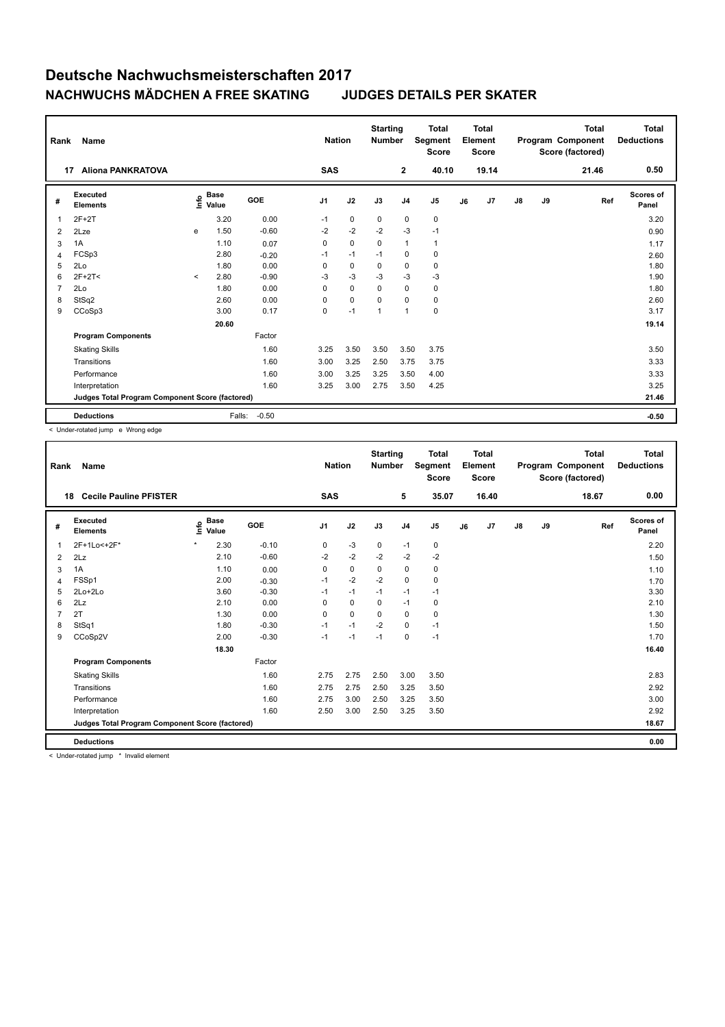# Deutsche Nachwuchsmeisterschaften 2017

## NACHWUCHS MÄDCHEN A FREE SKATING JUDGES DETAILS PER SKATER

| Rank | Name | Nation | Starting Number | Total Segment Score | Total Element Score | Total Program Component Score (factored) | Total Deductions |
|---|---|---|---|---|---|---|---|
| 17 | Aliona PANKRATOVA | SAS | 2 | 40.10 | 19.14 | 21.46 | 0.50 |

| # | Executed Elements | Info | Base Value | GOE | J1 | J2 | J3 | J4 | J5 | J6 | J7 | J8 | J9 | Ref | Scores of Panel |
|---|---|---|---|---|---|---|---|---|---|---|---|---|---|---|---|
| 1 | 2F+2T | | 3.20 | 0.00 | -1 | 0 | 0 | 0 | 0 | | | | | | 3.20 |
| 2 | 2Lze | e | 1.50 | -0.60 | -2 | -2 | -2 | -3 | -1 | | | | | | 0.90 |
| 3 | 1A | | 1.10 | 0.07 | 0 | 0 | 0 | 1 | 1 | | | | | | 1.17 |
| 4 | FCSp3 | | 2.80 | -0.20 | -1 | -1 | -1 | 0 | 0 | | | | | | 2.60 |
| 5 | 2Lo | | 1.80 | 0.00 | 0 | 0 | 0 | 0 | 0 | | | | | | 1.80 |
| 6 | 2F+2T< | < | 2.80 | -0.90 | -3 | -3 | -3 | -3 | -3 | | | | | | 1.90 |
| 7 | 2Lo | | 1.80 | 0.00 | 0 | 0 | 0 | 0 | 0 | | | | | | 1.80 |
| 8 | StSq2 | | 2.60 | 0.00 | 0 | 0 | 0 | 0 | 0 | | | | | | 2.60 |
| 9 | CCoSp3 | | 3.00 | 0.17 | 0 | -1 | 1 | 1 | 0 | | | | | | 3.17 |
| | | | 20.60 | | | | | | | | | | | | 19.14 |
| | **Program Components** | | | Factor | | | | | | | | | | | |
| | Skating Skills | | | 1.60 | 3.25 | 3.50 | 3.50 | 3.50 | 3.75 | | | | | | 3.50 |
| | Transitions | | | 1.60 | 3.00 | 3.25 | 2.50 | 3.75 | 3.75 | | | | | | 3.33 |
| | Performance | | | 1.60 | 3.00 | 3.25 | 3.25 | 3.50 | 4.00 | | | | | | 3.33 |
| | Interpretation | | | 1.60 | 3.25 | 3.00 | 2.75 | 3.50 | 4.25 | | | | | | 3.25 |
| | **Judges Total Program Component Score (factored)** | | | | | | | | | | | | | | 21.46 |
| | **Deductions** | | Falls: | -0.50 | | | | | | | | | | | -0.50 |

< Under-rotated jump e Wrong edge

| Rank | Name | Nation | Starting Number | Total Segment Score | Total Element Score | Total Program Component Score (factored) | Total Deductions |
|---|---|---|---|---|---|---|---|
| 18 | Cecile Pauline PFISTER | SAS | 5 | 35.07 | 16.40 | 18.67 | 0.00 |

| # | Executed Elements | Info | Base Value | GOE | J1 | J2 | J3 | J4 | J5 | J6 | J7 | J8 | J9 | Ref | Scores of Panel |
|---|---|---|---|---|---|---|---|---|---|---|---|---|---|---|---|
| 1 | 2F+1Lo<+2F* | * | 2.30 | -0.10 | 0 | -3 | 0 | -1 | 0 | | | | | | 2.20 |
| 2 | 2Lz | | 2.10 | -0.60 | -2 | -2 | -2 | -2 | -2 | | | | | | 1.50 |
| 3 | 1A | | 1.10 | 0.00 | 0 | 0 | 0 | 0 | 0 | | | | | | 1.10 |
| 4 | FSSp1 | | 2.00 | -0.30 | -1 | -2 | -2 | 0 | 0 | | | | | | 1.70 |
| 5 | 2Lo+2Lo | | 3.60 | -0.30 | -1 | -1 | -1 | -1 | -1 | | | | | | 3.30 |
| 6 | 2Lz | | 2.10 | 0.00 | 0 | 0 | 0 | -1 | 0 | | | | | | 2.10 |
| 7 | 2T | | 1.30 | 0.00 | 0 | 0 | 0 | 0 | 0 | | | | | | 1.30 |
| 8 | StSq1 | | 1.80 | -0.30 | -1 | -1 | -2 | 0 | -1 | | | | | | 1.50 |
| 9 | CCoSp2V | | 2.00 | -0.30 | -1 | -1 | -1 | 0 | -1 | | | | | | 1.70 |
| | | | 18.30 | | | | | | | | | | | | 16.40 |
| | **Program Components** | | | Factor | | | | | | | | | | | |
| | Skating Skills | | | 1.60 | 2.75 | 2.75 | 2.50 | 3.00 | 3.50 | | | | | | 2.83 |
| | Transitions | | | 1.60 | 2.75 | 2.75 | 2.50 | 3.25 | 3.50 | | | | | | 2.92 |
| | Performance | | | 1.60 | 2.75 | 3.00 | 2.50 | 3.25 | 3.50 | | | | | | 3.00 |
| | Interpretation | | | 1.60 | 2.50 | 3.00 | 2.50 | 3.25 | 3.50 | | | | | | 2.92 |
| | **Judges Total Program Component Score (factored)** | | | | | | | | | | | | | | 18.67 |
| | **Deductions** | | | | | | | | | | | | | | 0.00 |

< Under-rotated jump * Invalid element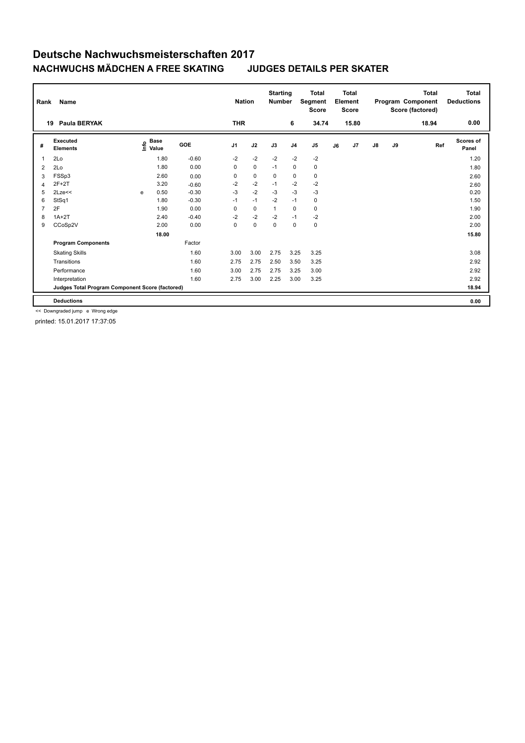# Deutsche Nachwuchsmeisterschaften 2017

## NACHWUCHS MÄDCHEN A FREE SKATING JUDGES DETAILS PER SKATER

| Rank | Name | Nation | Starting Number | Total Segment Score | Total Element Score | Total Program Component Score (factored) | Total Deductions |
|---|---|---|---|---|---|---|---|
| 19 | Paula BERYAK | THR | 6 | 34.74 | 15.80 | 18.94 | 0.00 |

| # | Executed Elements | Info | Base Value | GOE | J1 | J2 | J3 | J4 | J5 | J6 | J7 | J8 | J9 | Ref | Scores of Panel |
|---|---|---|---|---|---|---|---|---|---|---|---|---|---|---|---|
| 1 | 2Lo | | 1.80 | -0.60 | -2 | -2 | -2 | -2 | -2 | | | | | | 1.20 |
| 2 | 2Lo | | 1.80 | 0.00 | 0 | 0 | -1 | 0 | 0 | | | | | | 1.80 |
| 3 | FSSp3 | | 2.60 | 0.00 | 0 | 0 | 0 | 0 | 0 | | | | | | 2.60 |
| 4 | 2F+2T | | 3.20 | -0.60 | -2 | -2 | -1 | -2 | -2 | | | | | | 2.60 |
| 5 | 2Lze<< | e | 0.50 | -0.30 | -3 | -2 | -3 | -3 | -3 | | | | | | 0.20 |
| 6 | StSq1 | | 1.80 | -0.30 | -1 | -1 | -2 | -1 | 0 | | | | | | 1.50 |
| 7 | 2F | | 1.90 | 0.00 | 0 | 0 | 1 | 0 | 0 | | | | | | 1.90 |
| 8 | 1A+2T | | 2.40 | -0.40 | -2 | -2 | -2 | -1 | -2 | | | | | | 2.00 |
| 9 | CCoSp2V | | 2.00 | 0.00 | 0 | 0 | 0 | 0 | 0 | | | | | | 2.00 |
| | | | 18.00 | | | | | | | | | | | | 15.80 |
| | **Program Components** | | | Factor | | | | | | | | | | | |
| | Skating Skills | | | 1.60 | 3.00 | 3.00 | 2.75 | 3.25 | 3.25 | | | | | | 3.08 |
| | Transitions | | | 1.60 | 2.75 | 2.75 | 2.50 | 3.50 | 3.25 | | | | | | 2.92 |
| | Performance | | | 1.60 | 3.00 | 2.75 | 2.75 | 3.25 | 3.00 | | | | | | 2.92 |
| | Interpretation | | | 1.60 | 2.75 | 3.00 | 2.25 | 3.00 | 3.25 | | | | | | 2.92 |
| | **Judges Total Program Component Score (factored)** | | | | | | | | | | | | | | 18.94 |
| | **Deductions** | | | | | | | | | | | | | | 0.00 |

<< Downgraded jump e Wrong edge

printed: 15.01.2017 17:37:05